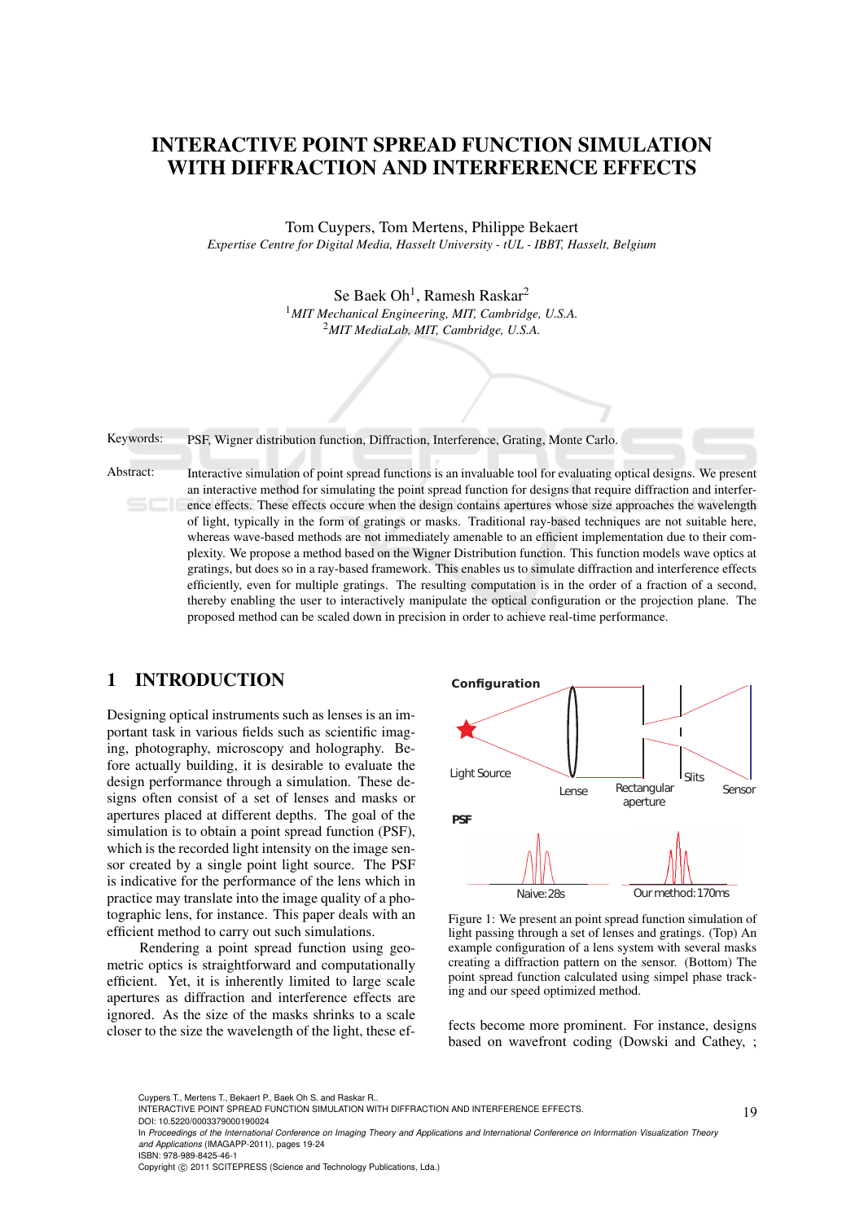# INTERACTIVE POINT SPREAD FUNCTION SIMULATION WITH DIFFRACTION AND INTERFERENCE EFFECTS

Tom Cuypers, Tom Mertens, Philippe Bekaert

*Expertise Centre for Digital Media, Hasselt University - tUL - IBBT, Hasselt, Belgium*

Se Baek Oh[1], Ramesh Raskar[2]

[1]*MIT Mechanical Engineering, MIT, Cambridge, U.S.A.*

[2]*MIT MediaLab, MIT, Cambridge, U.S.A.*

Keywords: PSF, Wigner distribution function, Diffraction, Interference, Grating, Monte Carlo.

Abstract: Interactive simulation of point spread functions is an invaluable tool for evaluating optical designs. We present an interactive method for simulating the point spread function for designs that require diffraction and interference effects. These effects occure when the design contains apertures whose size approaches the wavelength of light, typically in the form of gratings or masks. Traditional ray-based techniques are not suitable here, whereas wave-based methods are not immediately amenable to an efficient implementation due to their complexity. We propose a method based on the Wigner Distribution function. This function models wave optics at gratings, but does so in a ray-based framework. This enables us to simulate diffraction and interference effects efficiently, even for multiple gratings. The resulting computation is in the order of a fraction of a second, thereby enabling the user to interactively manipulate the optical configuration or the projection plane. The proposed method can be scaled down in precision in order to achieve real-time performance.

## 1 INTRODUCTION

Designing optical instruments such as lenses is an important task in various fields such as scientific imaging, photography, microscopy and holography. Before actually building, it is desirable to evaluate the design performance through a simulation. These designs often consist of a set of lenses and masks or apertures placed at different depths. The goal of the simulation is to obtain a point spread function (PSF), which is the recorded light intensity on the image sensor created by a single point light source. The PSF is indicative for the performance of the lens which in practice may translate into the image quality of a photographic lens, for instance. This paper deals with an efficient method to carry out such simulations.

Rendering a point spread function using geometric optics is straightforward and computationally efficient. Yet, it is inherently limited to large scale apertures as diffraction and interference effects are ignored. As the size of the masks shrinks to a scale closer to the size the wavelength of the light, these effects become more prominent. For instance, designs based on wavefront coding (Dowski and Cathey, ;

Figure 1: We present an point spread function simulation of light passing through a set of lenses and gratings. (Top) An example configuration of a lens system with several masks creating a diffraction pattern on the sensor. (Bottom) The point spread function calculated using simpel phase tracking and our speed optimized method.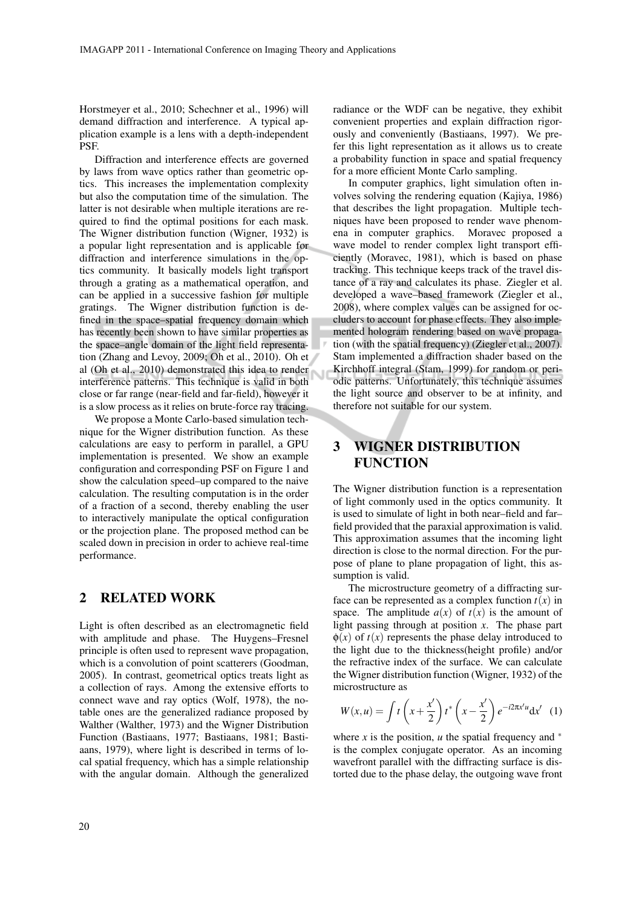Horstmeyer et al., 2010; Schechner et al., 1996) will demand diffraction and interference. A typical application example is a lens with a depth-independent PSF.

Diffraction and interference effects are governed by laws from wave optics rather than geometric optics. This increases the implementation complexity but also the computation time of the simulation. The latter is not desirable when multiple iterations are required to find the optimal positions for each mask. The Wigner distribution function (Wigner, 1932) is a popular light representation and is applicable for diffraction and interference simulations in the optics community. It basically models light transport through a grating as a mathematical operation, and can be applied in a successive fashion for multiple gratings. The Wigner distribution function is defined in the space–spatial frequency domain which has recently been shown to have similar properties as the space–angle domain of the light field representation (Zhang and Levoy, 2009; Oh et al., 2010). Oh et al (Oh et al., 2010) demonstrated this idea to render interference patterns. This technique is valid in both close or far range (near-field and far-field), however it is a slow process as it relies on brute-force ray tracing.

We propose a Monte Carlo-based simulation technique for the Wigner distribution function. As these calculations are easy to perform in parallel, a GPU implementation is presented. We show an example configuration and corresponding PSF on Figure 1 and show the calculation speed–up compared to the naive calculation. The resulting computation is in the order of a fraction of a second, thereby enabling the user to interactively manipulate the optical configuration or the projection plane. The proposed method can be scaled down in precision in order to achieve real-time performance.

## 2 RELATED WORK

Light is often described as an electromagnetic field with amplitude and phase. The Huygens–Fresnel principle is often used to represent wave propagation, which is a convolution of point scatterers (Goodman, 2005). In contrast, geometrical optics treats light as a collection of rays. Among the extensive efforts to connect wave and ray optics (Wolf, 1978), the notable ones are the generalized radiance proposed by Walther (Walther, 1973) and the Wigner Distribution Function (Bastiaans, 1977; Bastiaans, 1981; Bastiaans, 1979), where light is described in terms of local spatial frequency, which has a simple relationship with the angular domain. Although the generalized radiance or the WDF can be negative, they exhibit convenient properties and explain diffraction rigorously and conveniently (Bastiaans, 1997). We prefer this light representation as it allows us to create a probability function in space and spatial frequency for a more efficient Monte Carlo sampling.

In computer graphics, light simulation often involves solving the rendering equation (Kajiya, 1986) that describes the light propagation. Multiple techniques have been proposed to render wave phenomena in computer graphics. Moravec proposed a wave model to render complex light transport efficiently (Moravec, 1981), which is based on phase tracking. This technique keeps track of the travel distance of a ray and calculates its phase. Ziegler et al. developed a wave–based framework (Ziegler et al., 2008), where complex values can be assigned for occluders to account for phase effects. They also implemented hologram rendering based on wave propagation (with the spatial frequency) (Ziegler et al., 2007). Stam implemented a diffraction shader based on the Kirchhoff integral (Stam, 1999) for random or periodic patterns. Unfortunately, this technique assumes the light source and observer to be at infinity, and therefore not suitable for our system.

## 3 WIGNER DISTRIBUTION FUNCTION

The Wigner distribution function is a representation of light commonly used in the optics community. It is used to simulate of light in both near–field and far–field provided that the paraxial approximation is valid. This approximation assumes that the incoming light direction is close to the normal direction. For the purpose of plane to plane propagation of light, this assumption is valid.

The microstructure geometry of a diffracting surface can be represented as a complex function $t(x)$ in space. The amplitude $a(x)$ of $t(x)$ is the amount of light passing through at position $x$. The phase part $\phi(x)$ of $t(x)$ represents the phase delay introduced to the light due to the thickness(height profile) and/or the refractive index of the surface. We can calculate the Wigner distribution function (Wigner, 1932) of the microstructure as

$$W(x,u) = \int t\left(x + \frac{x'}{2}\right) t^*\left(x - \frac{x'}{2}\right) e^{-i2\pi x' u} \mathrm{d}x' \quad (1)$$

where $x$ is the position, $u$ the spatial frequency and $^*$ is the complex conjugate operator. As an incoming wavefront parallel with the diffracting surface is distorted due to the phase delay, the outgoing wave front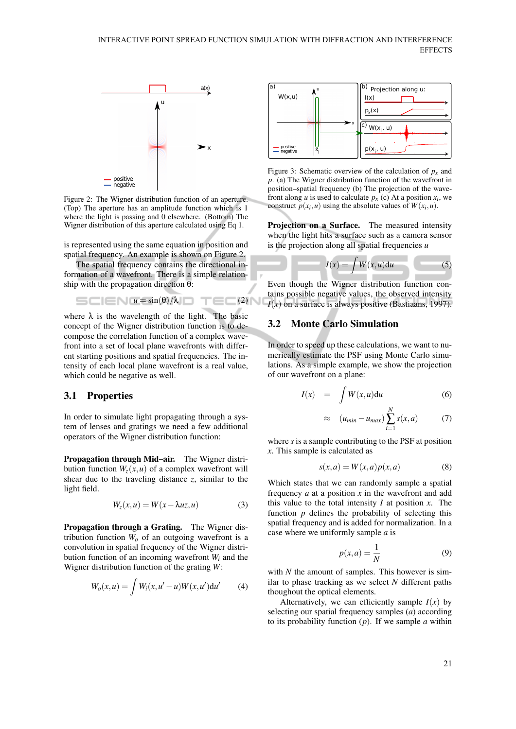Figure 2: The Wigner distribution function of an aperture. (Top) The aperture has an amplitude function which is 1 where the light is passing and 0 elsewhere. (Bottom) The Wigner distribution of this aperture calculated using Eq 1.

is represented using the same equation in position and spatial frequency. An example is shown on Figure 2.

The spatial frequency contains the directional information of a wavefront. There is a simple relationship with the propagation direction θ:

$$u = \sin(\theta)/\lambda \tag{2}$$

where λ is the wavelength of the light. The basic concept of the Wigner distribution function is to decompose the correlation function of a complex wavefront into a set of local plane wavefronts with different starting positions and spatial frequencies. The intensity of each local plane wavefront is a real value, which could be negative as well.

## 3.1 Properties

In order to simulate light propagating through a system of lenses and gratings we need a few additional operators of the Wigner distribution function:

**Propagation through Mid–air.** The Wigner distribution function $W_z(x,u)$ of a complex wavefront will shear due to the traveling distance $z$, similar to the light field.

$$W_z(x,u) = W(x - \lambda u z, u) \tag{3}$$

**Propagation through a Grating.** The Wigner distribution function $W_o$ of an outgoing wavefront is a convolution in spatial frequency of the Wigner distribution function of an incoming wavefront $W_i$ and the Wigner distribution function of the grating $W$:

$$W_o(x,u) = \int W_i(x, u' - u) W(x, u') \mathrm{d}u' \tag{4}$$

Figure 3: Schematic overview of the calculation of $p_x$ and $p$. (a) The Wigner distribution function of the wavefront in position–spatial frequency (b) The projection of the wavefront along $u$ is used to calculate $p_x$ (c) At a position $x_i$, we construct $p(x_i,u)$ using the absolute values of $W(x_i,u)$.

**Projection on a Surface.** The measured intensity when the light hits a surface such as a camera sensor is the projection along all spatial frequencies $u$

$$I(x) = \int W(x,u) \mathrm{d}u \tag{5}$$

Even though the Wigner distribution function contains possible negative values, the observed intensity $I(x)$ on a surface is always positive (Bastiaans, 1997).

## 3.2 Monte Carlo Simulation

In order to speed up these calculations, we want to numerically estimate the PSF using Monte Carlo simulations. As a simple example, we show the projection of our wavefront on a plane:

$$I(x) = \int W(x,u) \mathrm{d}u \tag{6}$$

$$\approx (u_{min} - u_{max}) \sum_{i=1}^{N} s(x,a) \tag{7}$$

where $s$ is a sample contributing to the PSF at position $x$. This sample is calculated as

$$s(x,a) = W(x,a) p(x,a) \tag{8}$$

Which states that we can randomly sample a spatial frequency $a$ at a position $x$ in the wavefront and add this value to the total intensity $I$ at position $x$. The function $p$ defines the probability of selecting this spatial frequency and is added for normalization. In a case where we uniformly sample $a$ is

$$p(x,a) = \frac{1}{N} \tag{9}$$

with $N$ the amount of samples. This however is similar to phase tracking as we select $N$ different paths thoughout the optical elements.

Alternatively, we can efficiently sample $I(x)$ by selecting our spatial frequency samples ($a$) according to its probability function ($p$). If we sample $a$ within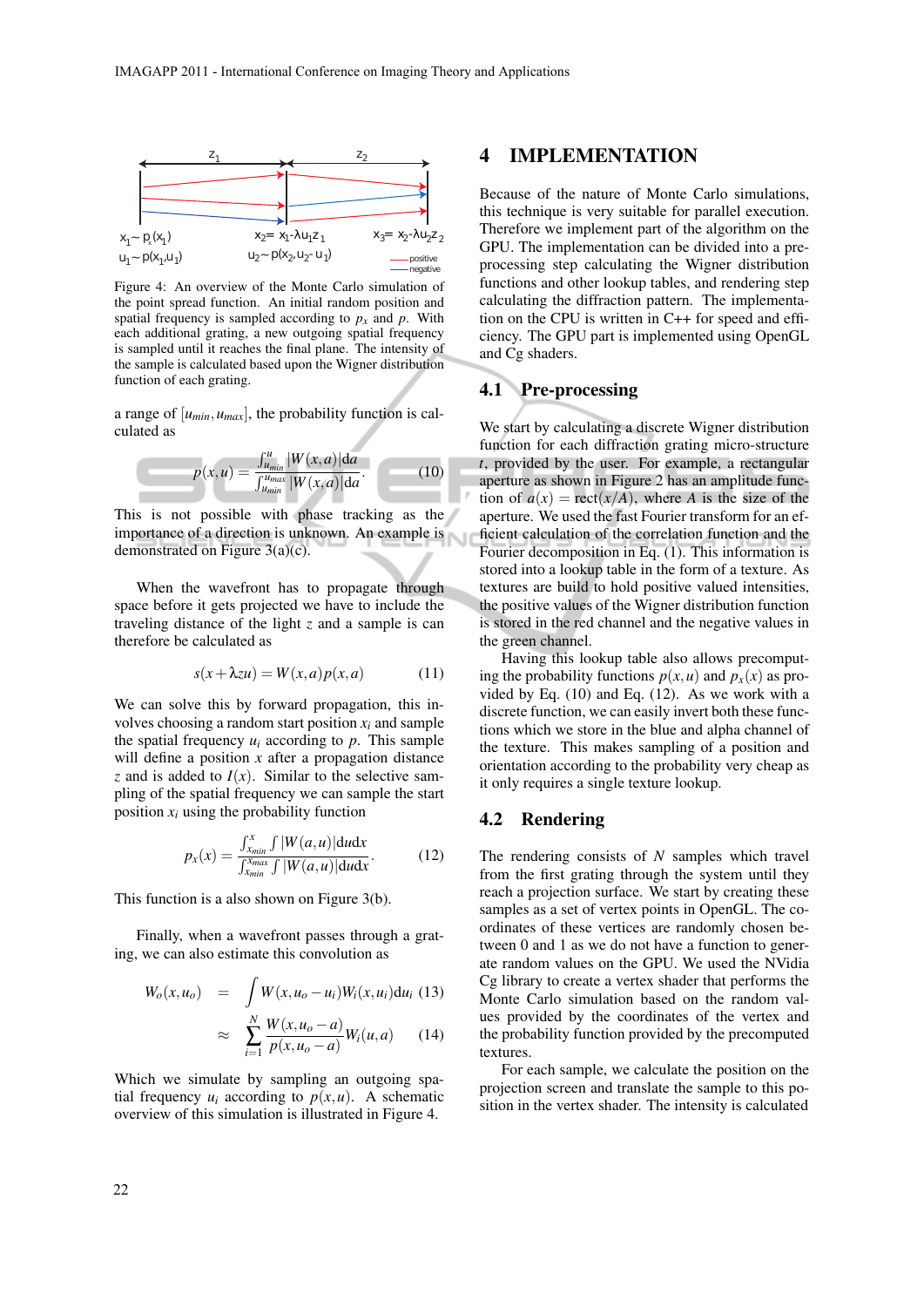Figure 4: An overview of the Monte Carlo simulation of the point spread function. An initial random position and spatial frequency is sampled according to $p_x$ and $p$. With each additional grating, a new outgoing spatial frequency is sampled until it reaches the final plane. The intensity of the sample is calculated based upon the Wigner distribution function of each grating.

a range of $[u_{min}, u_{max}]$, the probability function is calculated as

$$p(x,u) = \frac{\int_{u_{min}}^{u} |W(x,a)| \mathrm{d}a}{\int_{u_{min}}^{u_{max}} |W(x,a)| \mathrm{d}a}. \tag{10}$$

This is not possible with phase tracking as the importance of a direction is unknown. An example is demonstrated on Figure 3(a)(c).

When the wavefront has to propagate through space before it gets projected we have to include the traveling distance of the light $z$ and a sample is can therefore be calculated as

$$s(x + \lambda z u) = W(x,a)p(x,a) \tag{11}$$

We can solve this by forward propagation, this involves choosing a random start position $x_i$ and sample the spatial frequency $u_i$ according to $p$. This sample will define a position $x$ after a propagation distance $z$ and is added to $I(x)$. Similar to the selective sampling of the spatial frequency we can sample the start position $x_i$ using the probability function

$$p_x(x) = \frac{\int_{x_{min}}^{x} \int |W(a,u)| \mathrm{d}u \mathrm{d}x}{\int_{x_{min}}^{x_{max}} \int |W(a,u)| \mathrm{d}u \mathrm{d}x}. \tag{12}$$

This function is a also shown on Figure 3(b).

Finally, when a wavefront passes through a grating, we can also estimate this convolution as

$$W_o(x,u_o) = \int W(x, u_o - u_i) W_i(x, u_i) \mathrm{d}u_i \tag{13}$$

$$\approx \sum_{i=1}^{N} \frac{W(x, u_o - a)}{p(x, u_o - a)} W_i(u,a) \tag{14}$$

Which we simulate by sampling an outgoing spatial frequency $u_i$ according to $p(x,u)$. A schematic overview of this simulation is illustrated in Figure 4.

# 4 IMPLEMENTATION

Because of the nature of Monte Carlo simulations, this technique is very suitable for parallel execution. Therefore we implement part of the algorithm on the GPU. The implementation can be divided into a pre-processing step calculating the Wigner distribution functions and other lookup tables, and rendering step calculating the diffraction pattern. The implementation on the CPU is written in C++ for speed and efficiency. The GPU part is implemented using OpenGL and Cg shaders.

## 4.1 Pre-processing

We start by calculating a discrete Wigner distribution function for each diffraction grating micro-structure $t$, provided by the user. For example, a rectangular aperture as shown in Figure 2 has an amplitude function of $a(x) = \mathrm{rect}(x/A)$, where $A$ is the size of the aperture. We used the fast Fourier transform for an efficient calculation of the correlation function and the Fourier decomposition in Eq. (1). This information is stored into a lookup table in the form of a texture. As textures are build to hold positive valued intensities, the positive values of the Wigner distribution function is stored in the red channel and the negative values in the green channel.

Having this lookup table also allows precomputing the probability functions $p(x,u)$ and $p_x(x)$ as provided by Eq. (10) and Eq. (12). As we work with a discrete function, we can easily invert both these functions which we store in the blue and alpha channel of the texture. This makes sampling of a position and orientation according to the probability very cheap as it only requires a single texture lookup.

## 4.2 Rendering

The rendering consists of $N$ samples which travel from the first grating through the system until they reach a projection surface. We start by creating these samples as a set of vertex points in OpenGL. The coordinates of these vertices are randomly chosen between 0 and 1 as we do not have a function to generate random values on the GPU. We used the NVidia Cg library to create a vertex shader that performs the Monte Carlo simulation based on the random values provided by the coordinates of the vertex and the probability function provided by the precomputed textures.

For each sample, we calculate the position on the projection screen and translate the sample to this position in the vertex shader. The intensity is calculated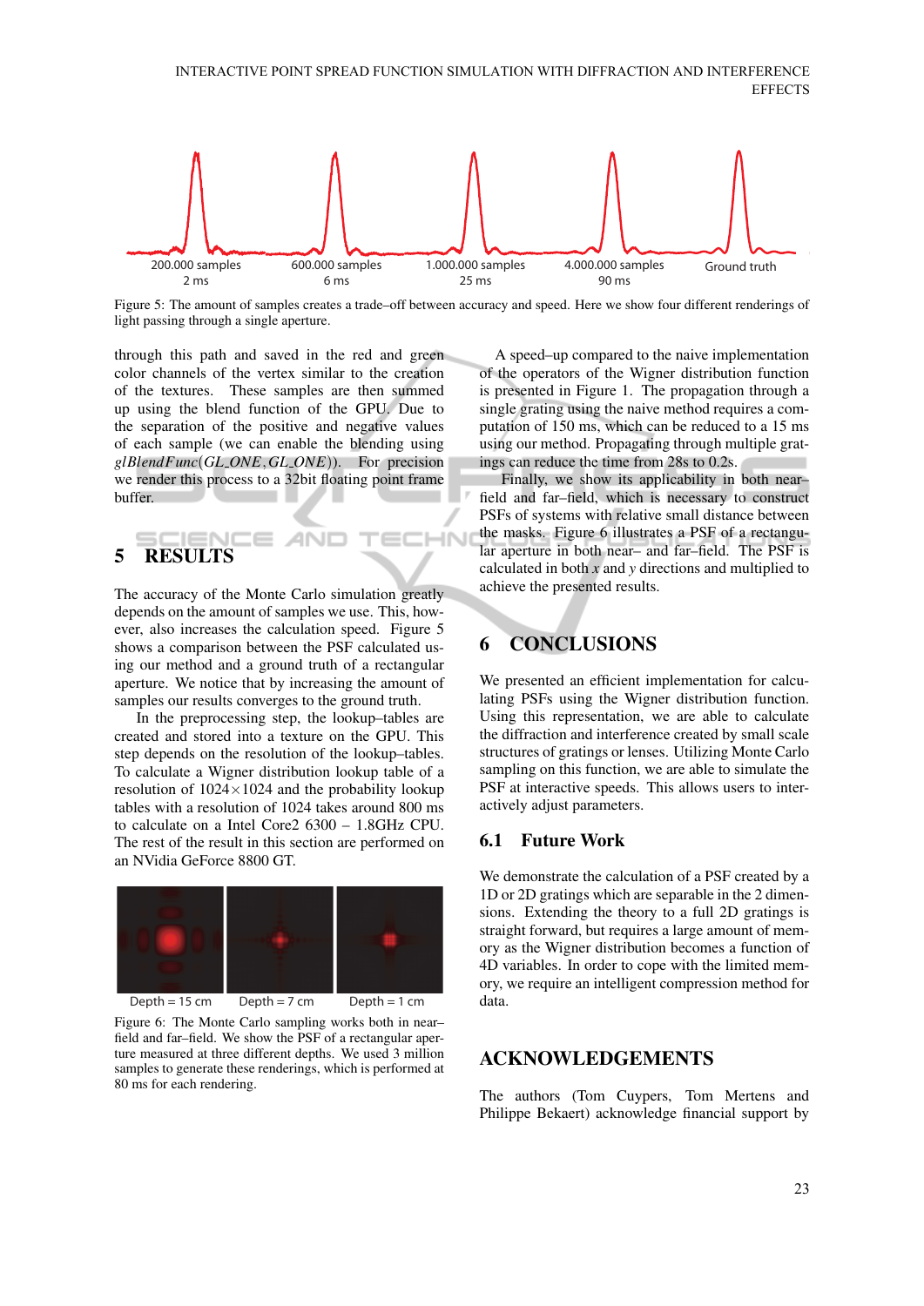through this path and saved in the red and green color channels of the vertex similar to the creation of the textures. These samples are then summed up using the blend function of the GPU. Due to the separation of the positive and negative values of each sample (we can enable the blending using $glBlendFunc(GL\_ONE, GL\_ONE)$). For precision we render this process to a 32bit floating point frame buffer.

## 5 RESULTS

The accuracy of the Monte Carlo simulation greatly depends on the amount of samples we use. This, however, also increases the calculation speed. Figure 5 shows a comparison between the PSF calculated using our method and a ground truth of a rectangular aperture. We notice that by increasing the amount of samples our results converges to the ground truth.

In the preprocessing step, the lookup–tables are created and stored into a texture on the GPU. This step depends on the resolution of the lookup–tables. To calculate a Wigner distribution lookup table of a resolution of $1024 \times 1024$ and the probability lookup tables with a resolution of 1024 takes around 800 ms to calculate on a Intel Core2 6300 – 1.8GHz CPU. The rest of the result in this section are performed on an NVidia GeForce 8800 GT.

Figure 5: The amount of samples creates a trade–off between accuracy and speed. Here we show four different renderings of light passing through a single aperture.

Figure 6: The Monte Carlo sampling works both in near–field and far–field. We show the PSF of a rectangular aperture measured at three different depths. We used 3 million samples to generate these renderings, which is performed at 80 ms for each rendering.

A speed–up compared to the naive implementation of the operators of the Wigner distribution function is presented in Figure 1. The propagation through a single grating using the naive method requires a computation of 150 ms, which can be reduced to a 15 ms using our method. Propagating through multiple gratings can reduce the time from 28s to 0.2s.

Finally, we show its applicability in both near–field and far–field, which is necessary to construct PSFs of systems with relative small distance between the masks. Figure 6 illustrates a PSF of a rectangular aperture in both near– and far–field. The PSF is calculated in both $x$ and $y$ directions and multiplied to achieve the presented results.

## 6 CONCLUSIONS

We presented an efficient implementation for calculating PSFs using the Wigner distribution function. Using this representation, we are able to calculate the diffraction and interference created by small scale structures of gratings or lenses. Utilizing Monte Carlo sampling on this function, we are able to simulate the PSF at interactive speeds. This allows users to interactively adjust parameters.

### 6.1 Future Work

We demonstrate the calculation of a PSF created by a 1D or 2D gratings which are separable in the 2 dimensions. Extending the theory to a full 2D gratings is straight forward, but requires a large amount of memory as the Wigner distribution becomes a function of 4D variables. In order to cope with the limited memory, we require an intelligent compression method for data.

## ACKNOWLEDGEMENTS

The authors (Tom Cuypers, Tom Mertens and Philippe Bekaert) acknowledge financial support by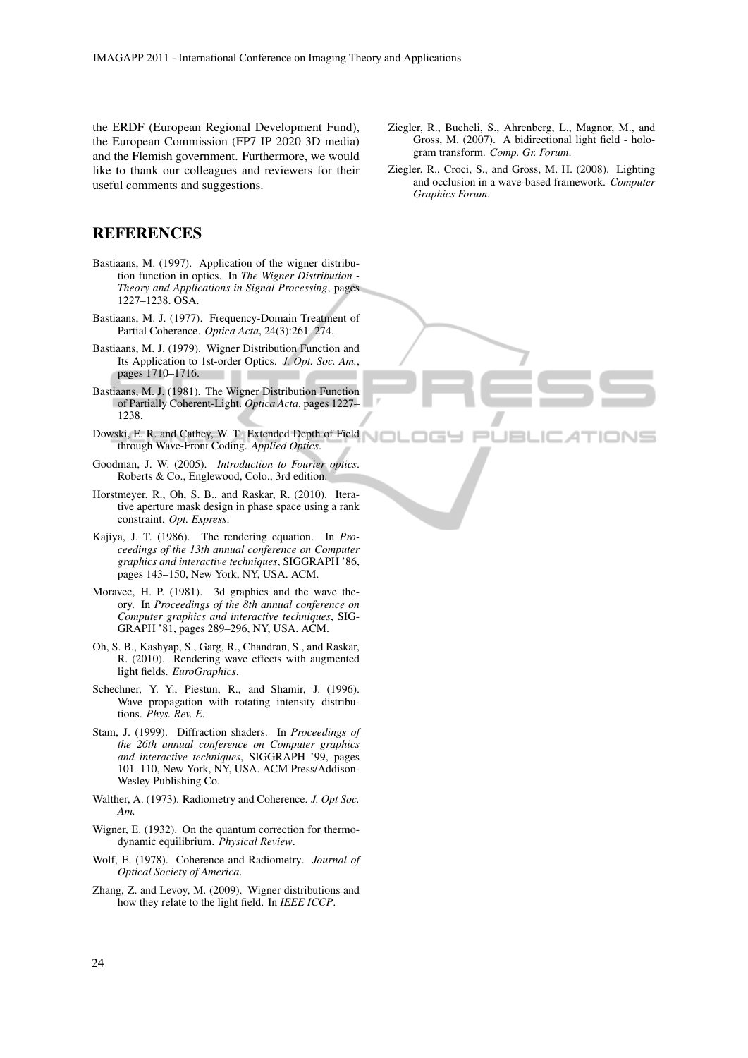the ERDF (European Regional Development Fund), the European Commission (FP7 IP 2020 3D media) and the Flemish government. Furthermore, we would like to thank our colleagues and reviewers for their useful comments and suggestions.

## REFERENCES

Bastiaans, M. (1997). Application of the wigner distribution function in optics. In *The Wigner Distribution - Theory and Applications in Signal Processing*, pages 1227–1238. OSA.

Bastiaans, M. J. (1977). Frequency-Domain Treatment of Partial Coherence. *Optica Acta*, 24(3):261–274.

Bastiaans, M. J. (1979). Wigner Distribution Function and Its Application to 1st-order Optics. *J. Opt. Soc. Am.*, pages 1710–1716.

Bastiaans, M. J. (1981). The Wigner Distribution Function of Partially Coherent-Light. *Optica Acta*, pages 1227–1238.

Dowski, E. R. and Cathey, W. T. Extended Depth of Field through Wave-Front Coding. *Applied Optics*.

Goodman, J. W. (2005). *Introduction to Fourier optics*. Roberts & Co., Englewood, Colo., 3rd edition.

Horstmeyer, R., Oh, S. B., and Raskar, R. (2010). Iterative aperture mask design in phase space using a rank constraint. *Opt. Express*.

Kajiya, J. T. (1986). The rendering equation. In *Proceedings of the 13th annual conference on Computer graphics and interactive techniques*, SIGGRAPH '86, pages 143–150, New York, NY, USA. ACM.

Moravec, H. P. (1981). 3d graphics and the wave theory. In *Proceedings of the 8th annual conference on Computer graphics and interactive techniques*, SIGGRAPH '81, pages 289–296, NY, USA. ACM.

Oh, S. B., Kashyap, S., Garg, R., Chandran, S., and Raskar, R. (2010). Rendering wave effects with augmented light fields. *EuroGraphics*.

Schechner, Y. Y., Piestun, R., and Shamir, J. (1996). Wave propagation with rotating intensity distributions. *Phys. Rev. E*.

Stam, J. (1999). Diffraction shaders. In *Proceedings of the 26th annual conference on Computer graphics and interactive techniques*, SIGGRAPH '99, pages 101–110, New York, NY, USA. ACM Press/Addison-Wesley Publishing Co.

Walther, A. (1973). Radiometry and Coherence. *J. Opt Soc. Am.*

Wigner, E. (1932). On the quantum correction for thermodynamic equilibrium. *Physical Review*.

Wolf, E. (1978). Coherence and Radiometry. *Journal of Optical Society of America*.

Zhang, Z. and Levoy, M. (2009). Wigner distributions and how they relate to the light field. In *IEEE ICCP*.

Ziegler, R., Bucheli, S., Ahrenberg, L., Magnor, M., and Gross, M. (2007). A bidirectional light field - hologram transform. *Comp. Gr. Forum*.

Ziegler, R., Croci, S., and Gross, M. H. (2008). Lighting and occlusion in a wave-based framework. *Computer Graphics Forum*.